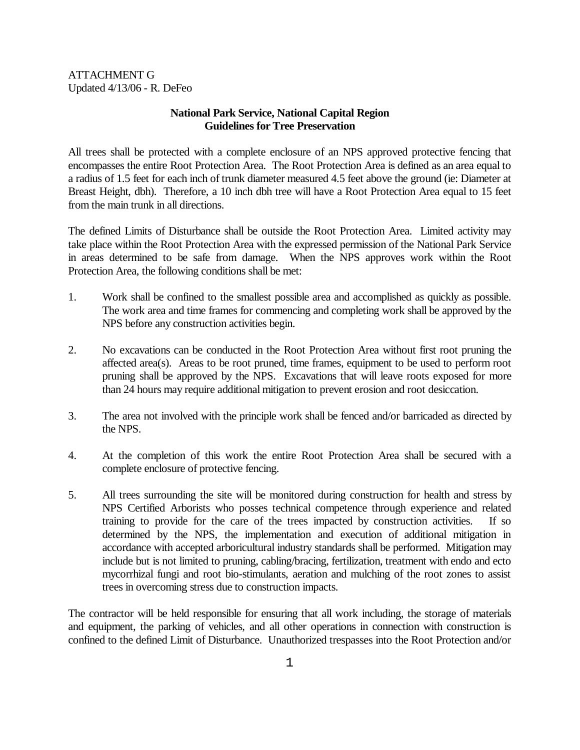ATTACHMENT G
Updated 4/13/06 - R. DeFeo

**National Park Service, National Capital Region**
**Guidelines for Tree Preservation**

All trees shall be protected with a complete enclosure of an NPS approved protective fencing that encompasses the entire Root Protection Area. The Root Protection Area is defined as an area equal to a radius of 1.5 feet for each inch of trunk diameter measured 4.5 feet above the ground (ie: Diameter at Breast Height, dbh). Therefore, a 10 inch dbh tree will have a Root Protection Area equal to 15 feet from the main trunk in all directions.

The defined Limits of Disturbance shall be outside the Root Protection Area. Limited activity may take place within the Root Protection Area with the expressed permission of the National Park Service in areas determined to be safe from damage. When the NPS approves work within the Root Protection Area, the following conditions shall be met:

1. Work shall be confined to the smallest possible area and accomplished as quickly as possible. The work area and time frames for commencing and completing work shall be approved by the NPS before any construction activities begin.

2. No excavations can be conducted in the Root Protection Area without first root pruning the affected area(s). Areas to be root pruned, time frames, equipment to be used to perform root pruning shall be approved by the NPS. Excavations that will leave roots exposed for more than 24 hours may require additional mitigation to prevent erosion and root desiccation.

3. The area not involved with the principle work shall be fenced and/or barricaded as directed by the NPS.

4. At the completion of this work the entire Root Protection Area shall be secured with a complete enclosure of protective fencing.

5. All trees surrounding the site will be monitored during construction for health and stress by NPS Certified Arborists who posses technical competence through experience and related training to provide for the care of the trees impacted by construction activities. If so determined by the NPS, the implementation and execution of additional mitigation in accordance with accepted arboricultural industry standards shall be performed. Mitigation may include but is not limited to pruning, cabling/bracing, fertilization, treatment with endo and ecto mycorrhizal fungi and root bio-stimulants, aeration and mulching of the root zones to assist trees in overcoming stress due to construction impacts.

The contractor will be held responsible for ensuring that all work including, the storage of materials and equipment, the parking of vehicles, and all other operations in connection with construction is confined to the defined Limit of Disturbance. Unauthorized trespasses into the Root Protection and/or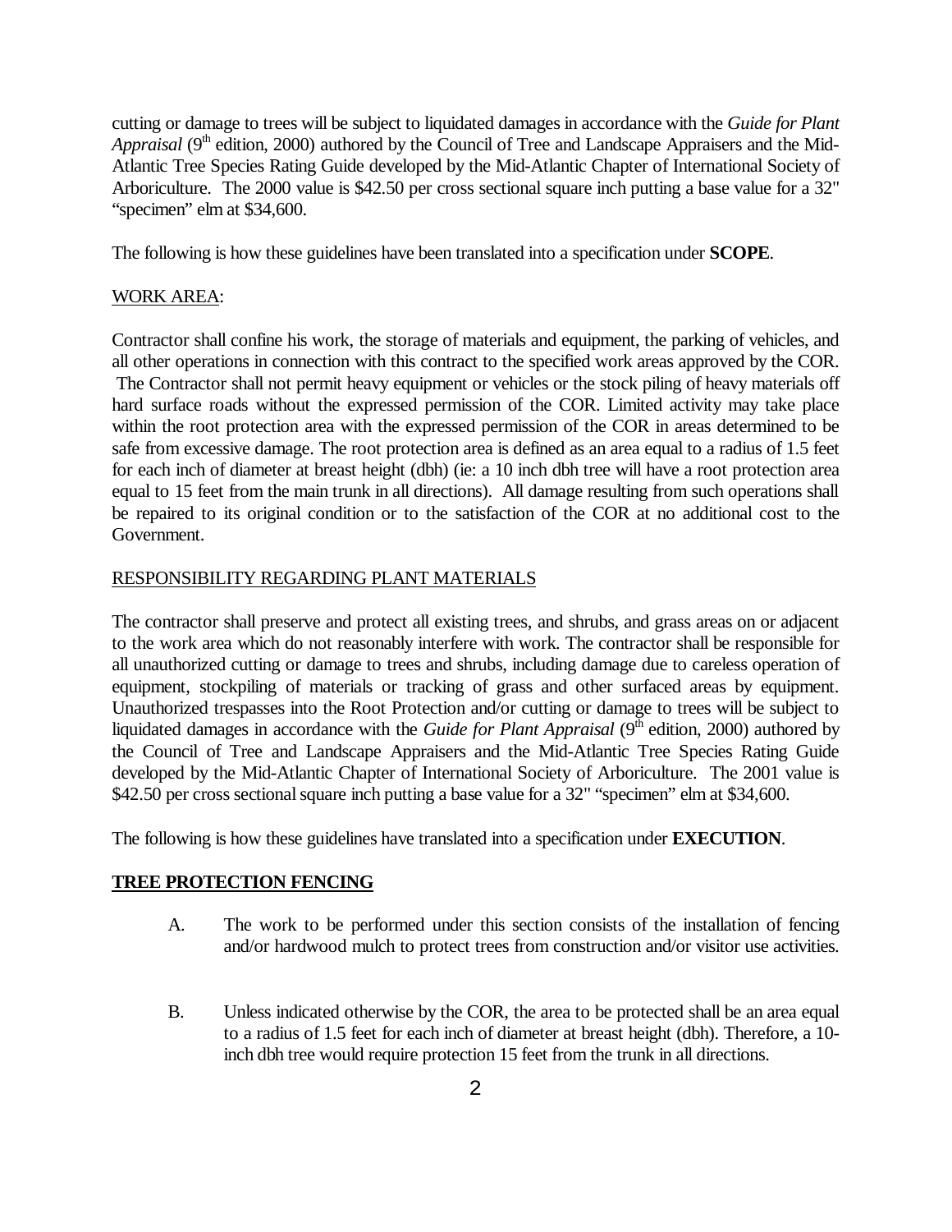cutting or damage to trees will be subject to liquidated damages in accordance with the *Guide for Plant Appraisal* (9th edition, 2000) authored by the Council of Tree and Landscape Appraisers and the Mid-Atlantic Tree Species Rating Guide developed by the Mid-Atlantic Chapter of International Society of Arboriculture. The 2000 value is $42.50 per cross sectional square inch putting a base value for a 32" "specimen" elm at $34,600.

The following is how these guidelines have been translated into a specification under **SCOPE**.

<u>WORK AREA</u>:

Contractor shall confine his work, the storage of materials and equipment, the parking of vehicles, and all other operations in connection with this contract to the specified work areas approved by the COR. The Contractor shall not permit heavy equipment or vehicles or the stock piling of heavy materials off hard surface roads without the expressed permission of the COR. Limited activity may take place within the root protection area with the expressed permission of the COR in areas determined to be safe from excessive damage. The root protection area is defined as an area equal to a radius of 1.5 feet for each inch of diameter at breast height (dbh) (ie: a 10 inch dbh tree will have a root protection area equal to 15 feet from the main trunk in all directions). All damage resulting from such operations shall be repaired to its original condition or to the satisfaction of the COR at no additional cost to the Government.

<u>RESPONSIBILITY REGARDING PLANT MATERIALS</u>

The contractor shall preserve and protect all existing trees, and shrubs, and grass areas on or adjacent to the work area which do not reasonably interfere with work. The contractor shall be responsible for all unauthorized cutting or damage to trees and shrubs, including damage due to careless operation of equipment, stockpiling of materials or tracking of grass and other surfaced areas by equipment. Unauthorized trespasses into the Root Protection and/or cutting or damage to trees will be subject to liquidated damages in accordance with the *Guide for Plant Appraisal* (9th edition, 2000) authored by the Council of Tree and Landscape Appraisers and the Mid-Atlantic Tree Species Rating Guide developed by the Mid-Atlantic Chapter of International Society of Arboriculture. The 2001 value is $42.50 per cross sectional square inch putting a base value for a 32" "specimen" elm at $34,600.

The following is how these guidelines have translated into a specification under **EXECUTION**.

**<u>TREE PROTECTION FENCING</u>**

A. The work to be performed under this section consists of the installation of fencing and/or hardwood mulch to protect trees from construction and/or visitor use activities.

B. Unless indicated otherwise by the COR, the area to be protected shall be an area equal to a radius of 1.5 feet for each inch of diameter at breast height (dbh). Therefore, a 10-inch dbh tree would require protection 15 feet from the trunk in all directions.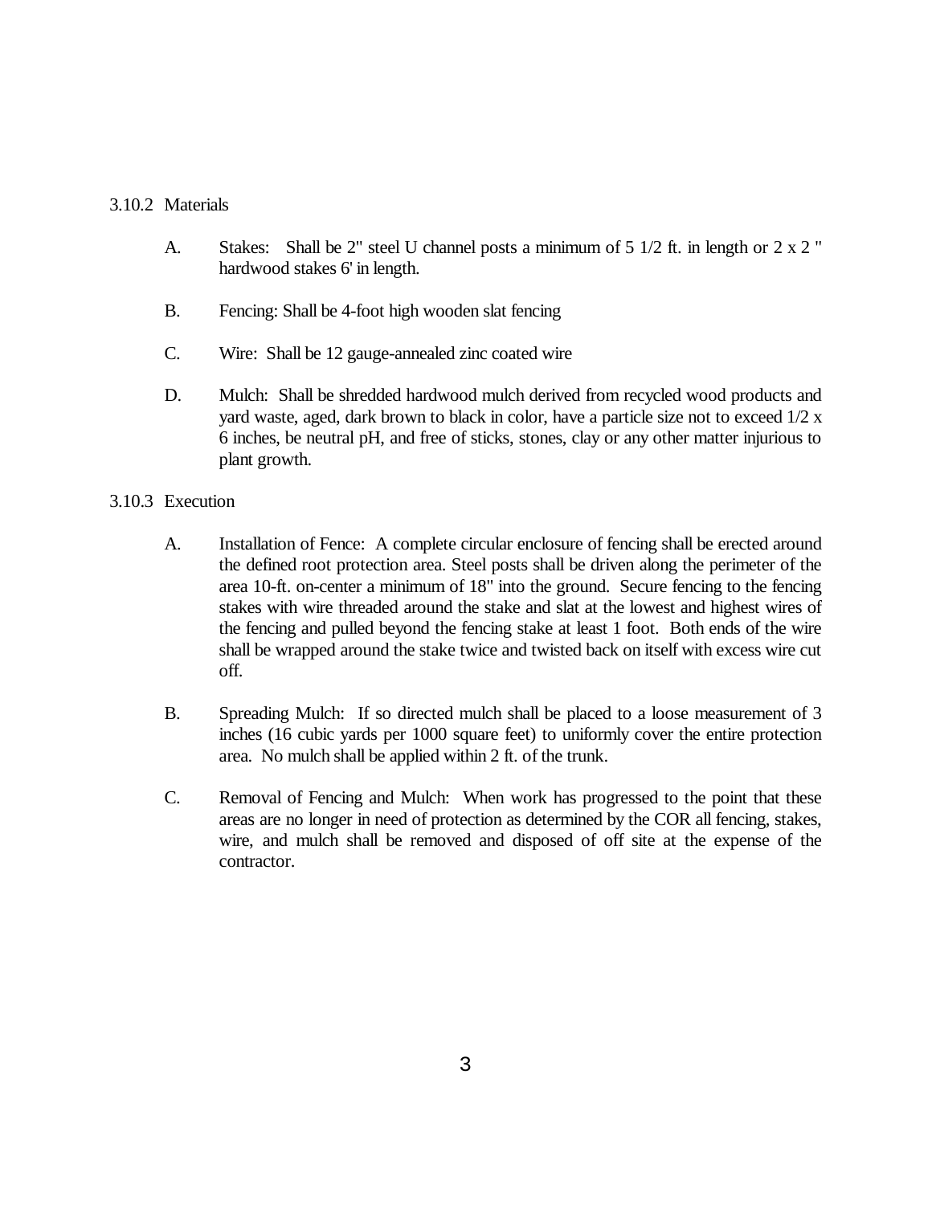3.10.2 Materials

A. Stakes: Shall be 2" steel U channel posts a minimum of 5 1/2 ft. in length or 2 x 2 " hardwood stakes 6' in length.

B. Fencing: Shall be 4-foot high wooden slat fencing

C. Wire: Shall be 12 gauge-annealed zinc coated wire

D. Mulch: Shall be shredded hardwood mulch derived from recycled wood products and yard waste, aged, dark brown to black in color, have a particle size not to exceed 1/2 x 6 inches, be neutral pH, and free of sticks, stones, clay or any other matter injurious to plant growth.

3.10.3 Execution

A. Installation of Fence: A complete circular enclosure of fencing shall be erected around the defined root protection area. Steel posts shall be driven along the perimeter of the area 10-ft. on-center a minimum of 18" into the ground. Secure fencing to the fencing stakes with wire threaded around the stake and slat at the lowest and highest wires of the fencing and pulled beyond the fencing stake at least 1 foot. Both ends of the wire shall be wrapped around the stake twice and twisted back on itself with excess wire cut off.

B. Spreading Mulch: If so directed mulch shall be placed to a loose measurement of 3 inches (16 cubic yards per 1000 square feet) to uniformly cover the entire protection area. No mulch shall be applied within 2 ft. of the trunk.

C. Removal of Fencing and Mulch: When work has progressed to the point that these areas are no longer in need of protection as determined by the COR all fencing, stakes, wire, and mulch shall be removed and disposed of off site at the expense of the contractor.